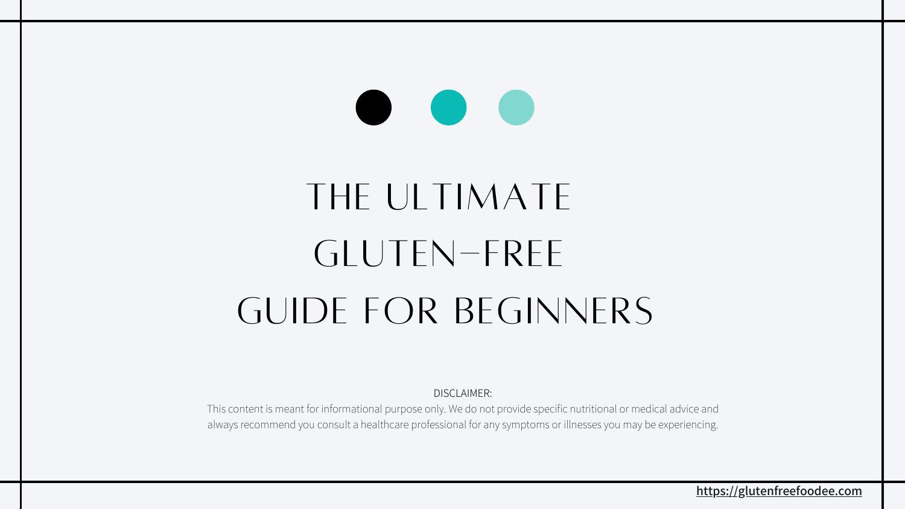# THE ULTIMATE GLUTEN-FREE GUIDE FOR BEGINNERS

DISCLAIMER:

This content is meant for informational purpose only. We do not provide specific nutritional or medical advice and always recommend you consult a healthcare professional for any symptoms or illnesses you may be experiencing.

https://glutenfreefoodee.com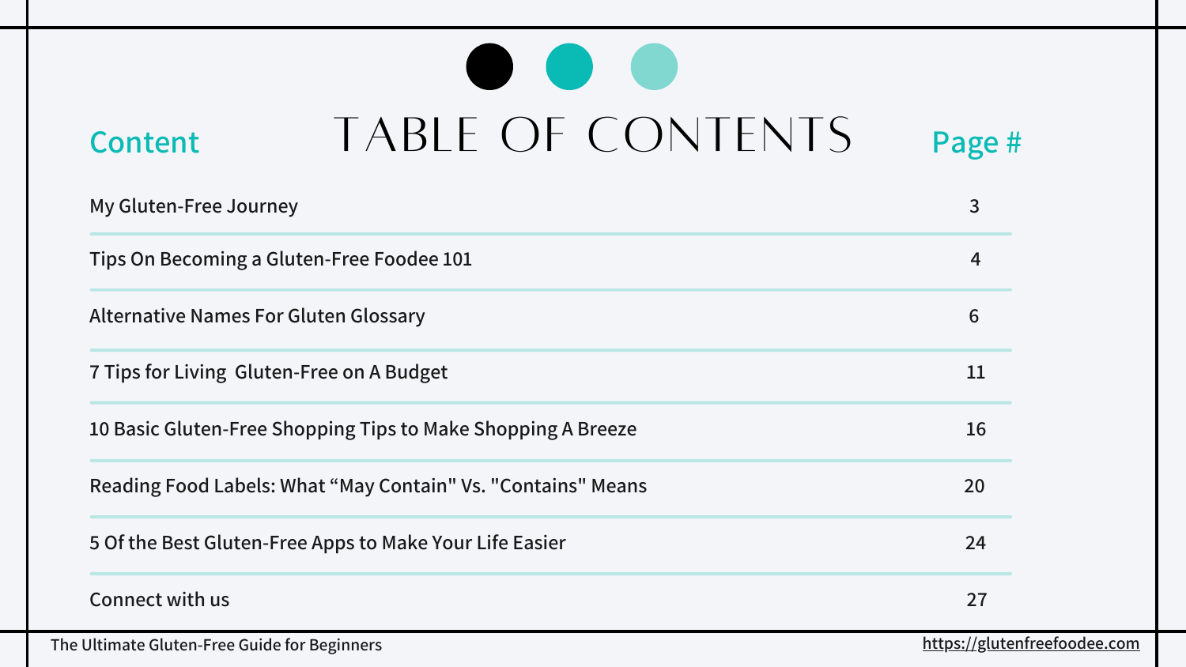# TABLE OF CONTENTS

| Content | Page # |
| --- | --- |
| My Gluten-Free Journey | 3 |
| Tips On Becoming a Gluten-Free Foodee 101 | 4 |
| Alternative Names For Gluten Glossary | 6 |
| 7 Tips for Living Gluten-Free on A Budget | 11 |
| 10 Basic Gluten-Free Shopping Tips to Make Shopping A Breeze | 16 |
| Reading Food Labels: What “May Contain" Vs. "Contains" Means | 20 |
| 5 Of the Best Gluten-Free Apps to Make Your Life Easier | 24 |
| Connect with us | 27 |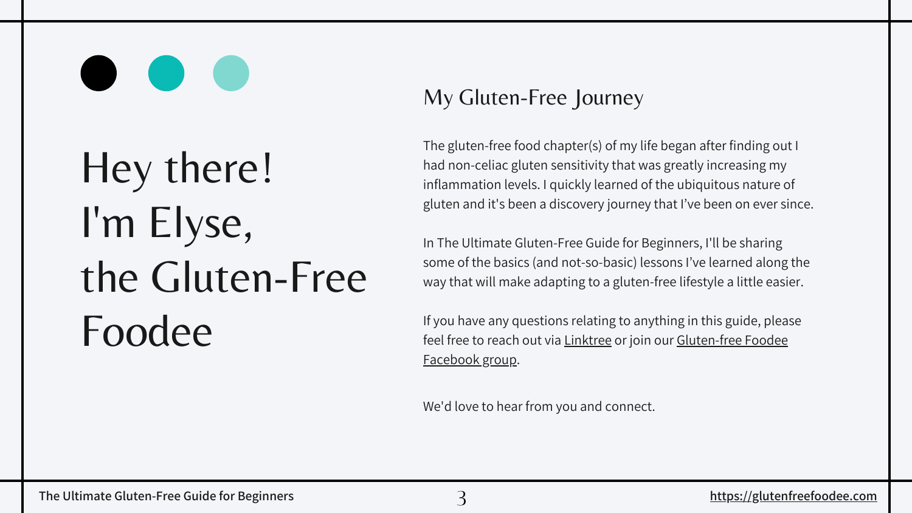# Hey there! I'm Elyse, the Gluten-Free Foodee

## My Gluten-Free Journey

The gluten-free food chapter(s) of my life began after finding out I had non-celiac gluten sensitivity that was greatly increasing my inflammation levels. I quickly learned of the ubiquitous nature of gluten and it's been a discovery journey that I've been on ever since.

In The Ultimate Gluten-Free Guide for Beginners, I'll be sharing some of the basics (and not-so-basic) lessons I've learned along the way that will make adapting to a gluten-free lifestyle a little easier.

If you have any questions relating to anything in this guide, please feel free to reach out via Linktree or join our Gluten-free Foodee Facebook group.

We'd love to hear from you and connect.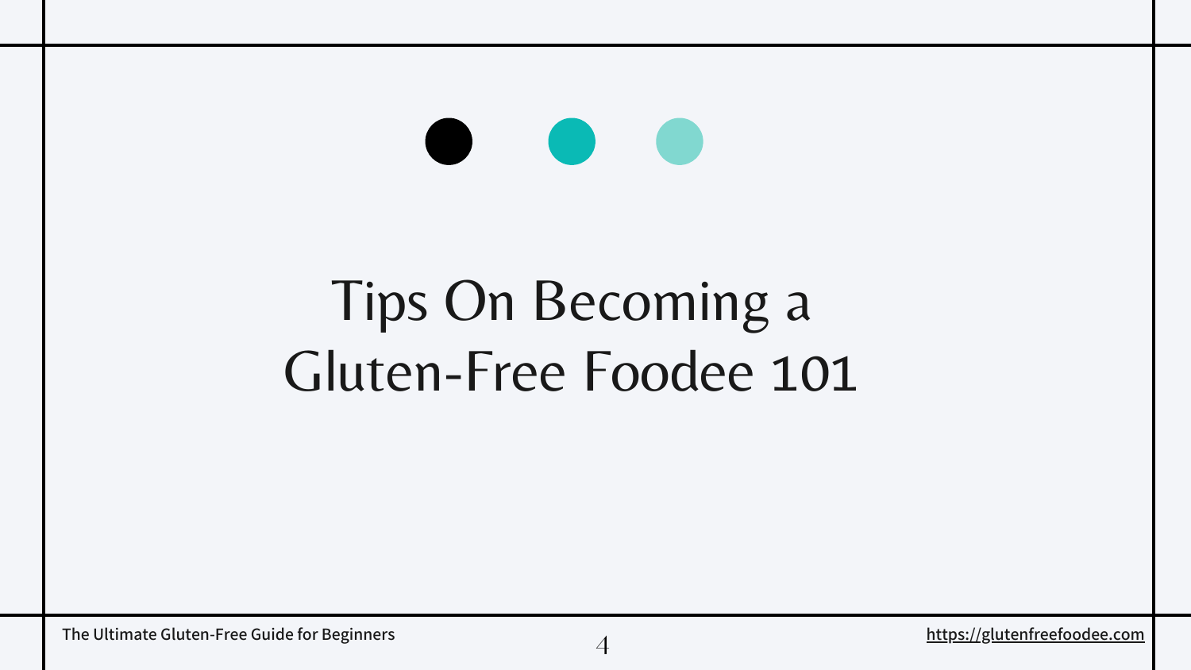# Tips On Becoming a Gluten-Free Foodee 101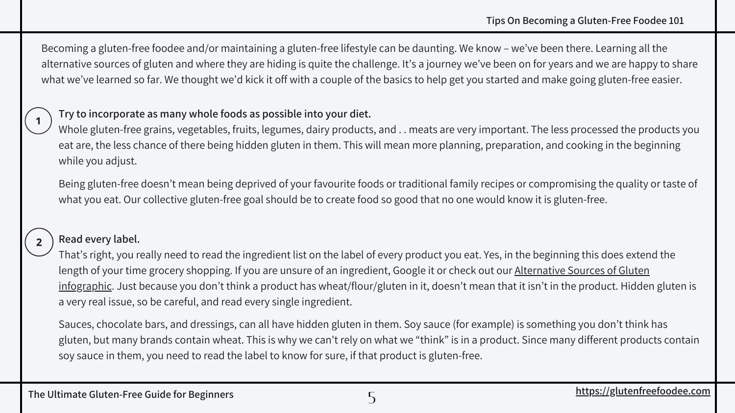Becoming a gluten-free foodee and/or maintaining a gluten-free lifestyle can be daunting. We know – we've been there. Learning all the alternative sources of gluten and where they are hiding is quite the challenge. It's a journey we've been on for years and we are happy to share what we've learned so far. We thought we'd kick it off with a couple of the basics to help get you started and make going gluten-free easier.

1. **Try to incorporate as many whole foods as possible into your diet.**
   Whole gluten-free grains, vegetables, fruits, legumes, dairy products, and . . meats are very important. The less processed the products you eat are, the less chance of there being hidden gluten in them. This will mean more planning, preparation, and cooking in the beginning while you adjust.

   Being gluten-free doesn't mean being deprived of your favourite foods or traditional family recipes or compromising the quality or taste of what you eat. Our collective gluten-free goal should be to create food so good that no one would know it is gluten-free.

2. **Read every label.**
   That's right, you really need to read the ingredient list on the label of every product you eat. Yes, in the beginning this does extend the length of your time grocery shopping. If you are unsure of an ingredient, Google it or check out our Alternative Sources of Gluten infographic. Just because you don't think a product has wheat/flour/gluten in it, doesn't mean that it isn't in the product. Hidden gluten is a very real issue, so be careful, and read every single ingredient.

   Sauces, chocolate bars, and dressings, can all have hidden gluten in them. Soy sauce (for example) is something you don't think has gluten, but many brands contain wheat. This is why we can't rely on what we "think" is in a product. Since many different products contain soy sauce in them, you need to read the label to know for sure, if that product is gluten-free.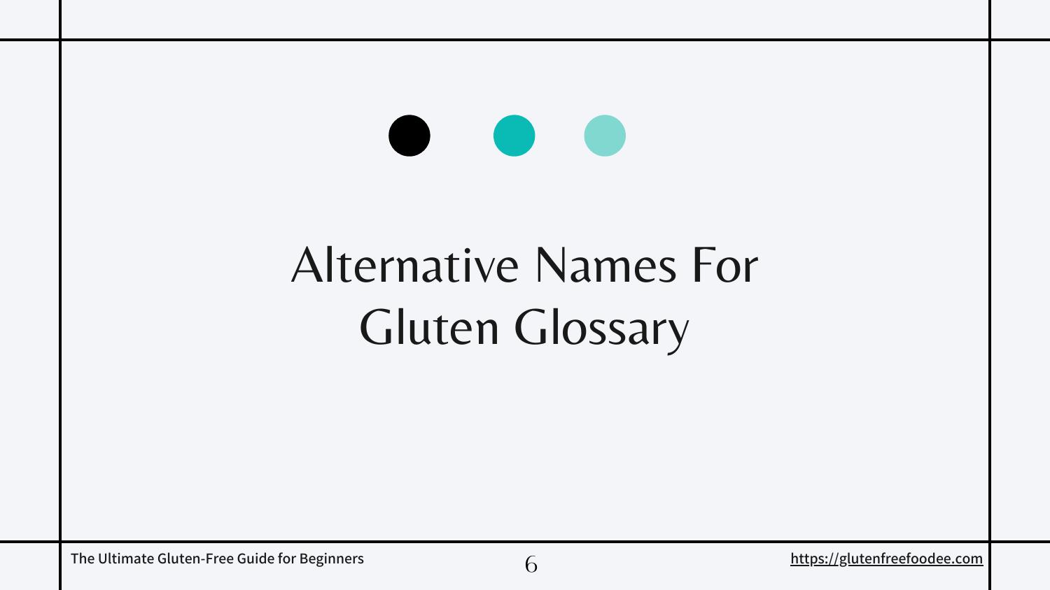# Alternative Names For Gluten Glossary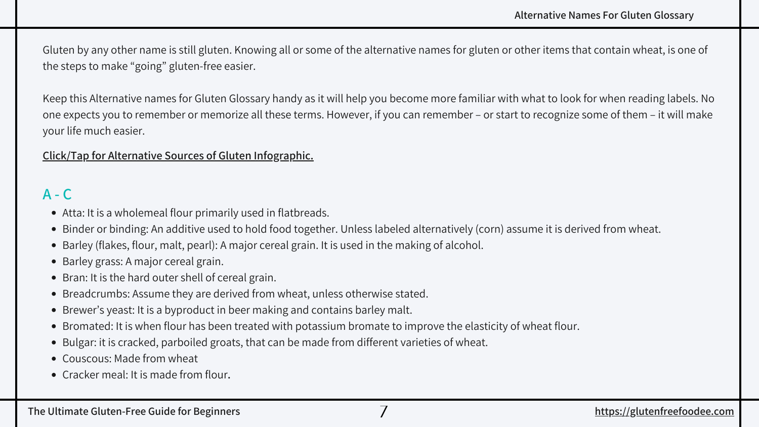Gluten by any other name is still gluten. Knowing all or some of the alternative names for gluten or other items that contain wheat, is one of the steps to make "going" gluten-free easier.

Keep this Alternative names for Gluten Glossary handy as it will help you become more familiar with what to look for when reading labels. No one expects you to remember or memorize all these terms. However, if you can remember – or start to recognize some of them – it will make your life much easier.

Click/Tap for Alternative Sources of Gluten Infographic.

## A - C

- Atta: It is a wholemeal flour primarily used in flatbreads.
- Binder or binding: An additive used to hold food together. Unless labeled alternatively (corn) assume it is derived from wheat.
- Barley (flakes, flour, malt, pearl): A major cereal grain. It is used in the making of alcohol.
- Barley grass: A major cereal grain.
- Bran: It is the hard outer shell of cereal grain.
- Breadcrumbs: Assume they are derived from wheat, unless otherwise stated.
- Brewer's yeast: It is a byproduct in beer making and contains barley malt.
- Bromated: It is when flour has been treated with potassium bromate to improve the elasticity of wheat flour.
- Bulgar: it is cracked, parboiled groats, that can be made from different varieties of wheat.
- Couscous: Made from wheat
- Cracker meal: It is made from flour.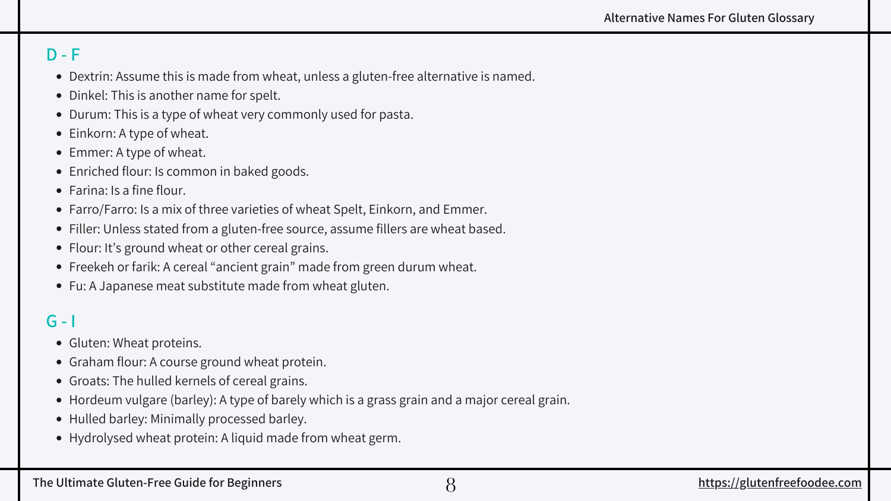## D - F

- Dextrin: Assume this is made from wheat, unless a gluten-free alternative is named.
- Dinkel: This is another name for spelt.
- Durum: This is a type of wheat very commonly used for pasta.
- Einkorn: A type of wheat.
- Emmer: A type of wheat.
- Enriched flour: Is common in baked goods.
- Farina: Is a fine flour.
- Farro/Farro: Is a mix of three varieties of wheat Spelt, Einkorn, and Emmer.
- Filler: Unless stated from a gluten-free source, assume fillers are wheat based.
- Flour: It's ground wheat or other cereal grains.
- Freekeh or farik: A cereal "ancient grain" made from green durum wheat.
- Fu: A Japanese meat substitute made from wheat gluten.

## G - I

- Gluten: Wheat proteins.
- Graham flour: A course ground wheat protein.
- Groats: The hulled kernels of cereal grains.
- Hordeum vulgare (barley): A type of barely which is a grass grain and a major cereal grain.
- Hulled barley: Minimally processed barley.
- Hydrolysed wheat protein: A liquid made from wheat germ.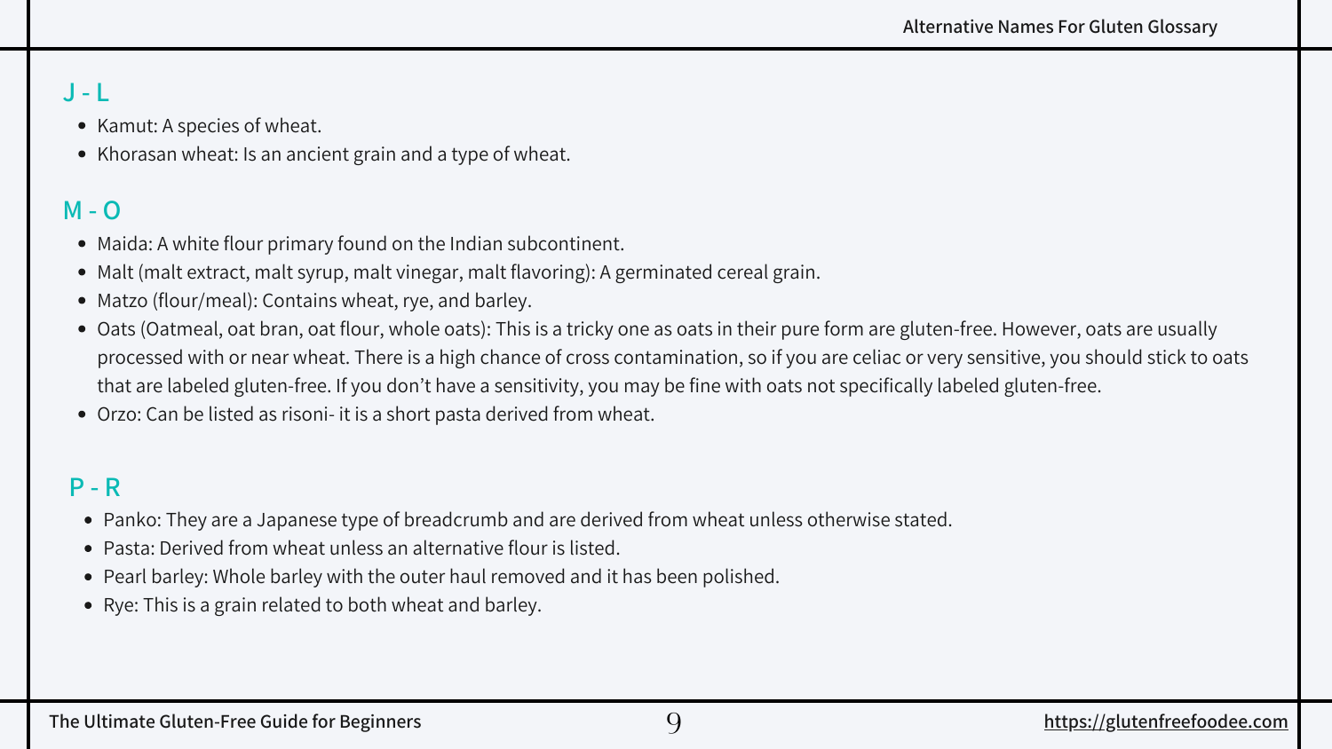## J - L

- Kamut: A species of wheat.
- Khorasan wheat: Is an ancient grain and a type of wheat.

## M - O

- Maida: A white flour primary found on the Indian subcontinent.
- Malt (malt extract, malt syrup, malt vinegar, malt flavoring): A germinated cereal grain.
- Matzo (flour/meal): Contains wheat, rye, and barley.
- Oats (Oatmeal, oat bran, oat flour, whole oats): This is a tricky one as oats in their pure form are gluten-free. However, oats are usually processed with or near wheat. There is a high chance of cross contamination, so if you are celiac or very sensitive, you should stick to oats that are labeled gluten-free. If you don't have a sensitivity, you may be fine with oats not specifically labeled gluten-free.
- Orzo: Can be listed as risoni- it is a short pasta derived from wheat.

## P - R

- Panko: They are a Japanese type of breadcrumb and are derived from wheat unless otherwise stated.
- Pasta: Derived from wheat unless an alternative flour is listed.
- Pearl barley: Whole barley with the outer haul removed and it has been polished.
- Rye: This is a grain related to both wheat and barley.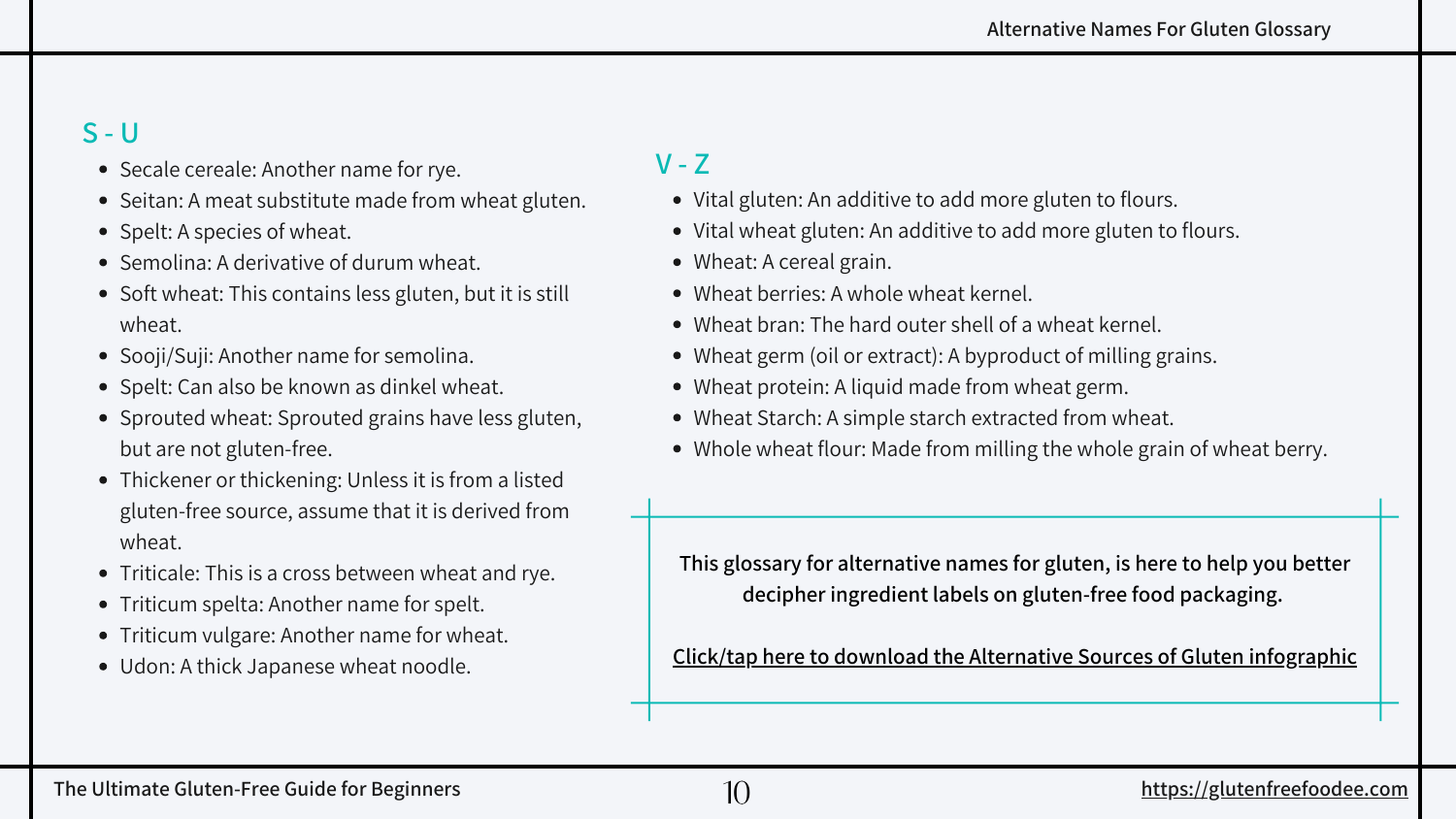## S - U

- Secale cereale: Another name for rye.
- Seitan: A meat substitute made from wheat gluten.
- Spelt: A species of wheat.
- Semolina: A derivative of durum wheat.
- Soft wheat: This contains less gluten, but it is still wheat.
- Sooji/Suji: Another name for semolina.
- Spelt: Can also be known as dinkel wheat.
- Sprouted wheat: Sprouted grains have less gluten, but are not gluten-free.
- Thickener or thickening: Unless it is from a listed gluten-free source, assume that it is derived from wheat.
- Triticale: This is a cross between wheat and rye.
- Triticum spelta: Another name for spelt.
- Triticum vulgare: Another name for wheat.
- Udon: A thick Japanese wheat noodle.

## V - Z

- Vital gluten: An additive to add more gluten to flours.
- Vital wheat gluten: An additive to add more gluten to flours.
- Wheat: A cereal grain.
- Wheat berries: A whole wheat kernel.
- Wheat bran: The hard outer shell of a wheat kernel.
- Wheat germ (oil or extract): A byproduct of milling grains.
- Wheat protein: A liquid made from wheat germ.
- Wheat Starch: A simple starch extracted from wheat.
- Whole wheat flour: Made from milling the whole grain of wheat berry.

**This glossary for alternative names for gluten, is here to help you better decipher ingredient labels on gluten-free food packaging.**

Click/tap here to download the Alternative Sources of Gluten infographic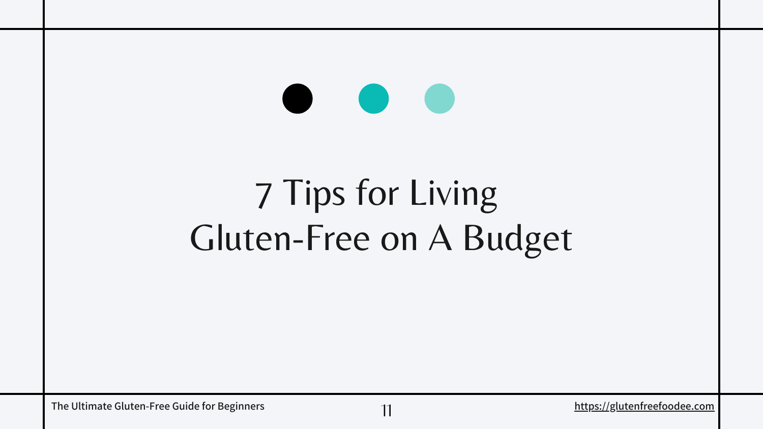# 7 Tips for Living Gluten-Free on A Budget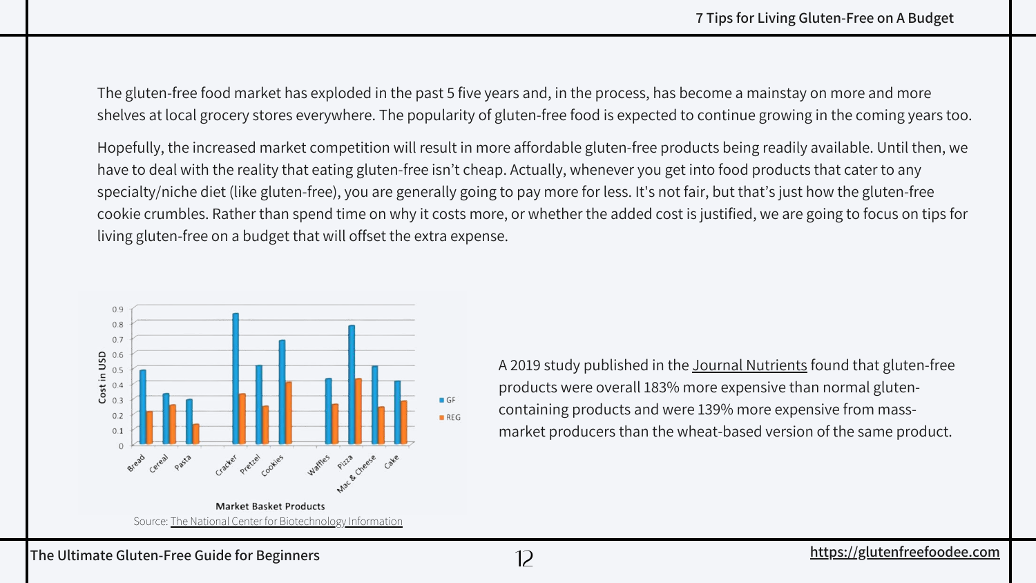The gluten-free food market has exploded in the past 5 five years and, in the process, has become a mainstay on more and more shelves at local grocery stores everywhere. The popularity of gluten-free food is expected to continue growing in the coming years too.

Hopefully, the increased market competition will result in more affordable gluten-free products being readily available. Until then, we have to deal with the reality that eating gluten-free isn't cheap. Actually, whenever you get into food products that cater to any specialty/niche diet (like gluten-free), you are generally going to pay more for less. It's not fair, but that's just how the gluten-free cookie crumbles. Rather than spend time on why it costs more, or whether the added cost is justified, we are going to focus on tips for living gluten-free on a budget that will offset the extra expense.

Source: The National Center for Biotechnology Information

A 2019 study published in the Journal Nutrients found that gluten-free products were overall 183% more expensive than normal gluten-containing products and were 139% more expensive from mass-market producers than the wheat-based version of the same product.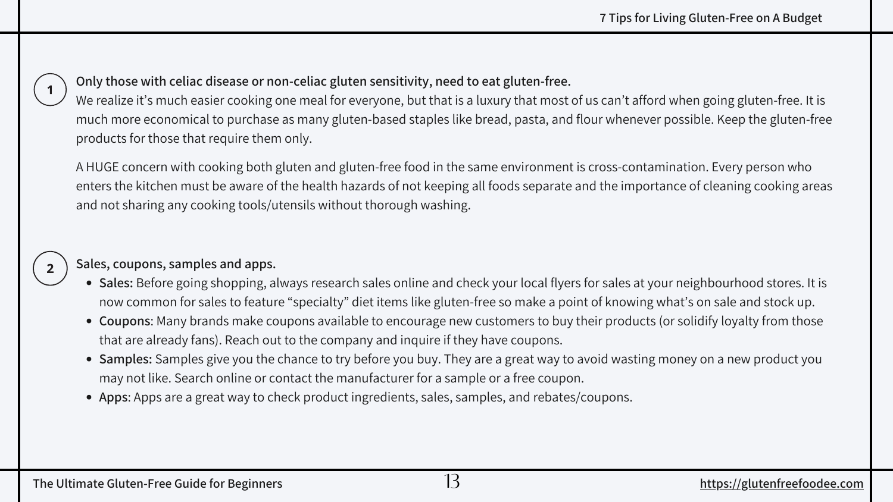1. **Only those with celiac disease or non-celiac gluten sensitivity, need to eat gluten-free.**

   We realize it's much easier cooking one meal for everyone, but that is a luxury that most of us can't afford when going gluten-free. It is much more economical to purchase as many gluten-based staples like bread, pasta, and flour whenever possible. Keep the gluten-free products for those that require them only.

   A HUGE concern with cooking both gluten and gluten-free food in the same environment is cross-contamination. Every person who enters the kitchen must be aware of the health hazards of not keeping all foods separate and the importance of cleaning cooking areas and not sharing any cooking tools/utensils without thorough washing.

2. **Sales, coupons, samples and apps.**
   - **Sales:** Before going shopping, always research sales online and check your local flyers for sales at your neighbourhood stores. It is now common for sales to feature "specialty" diet items like gluten-free so make a point of knowing what's on sale and stock up.
   - **Coupons**: Many brands make coupons available to encourage new customers to buy their products (or solidify loyalty from those that are already fans). Reach out to the company and inquire if they have coupons.
   - **Samples:** Samples give you the chance to try before you buy. They are a great way to avoid wasting money on a new product you may not like. Search online or contact the manufacturer for a sample or a free coupon.
   - **Apps**: Apps are a great way to check product ingredients, sales, samples, and rebates/coupons.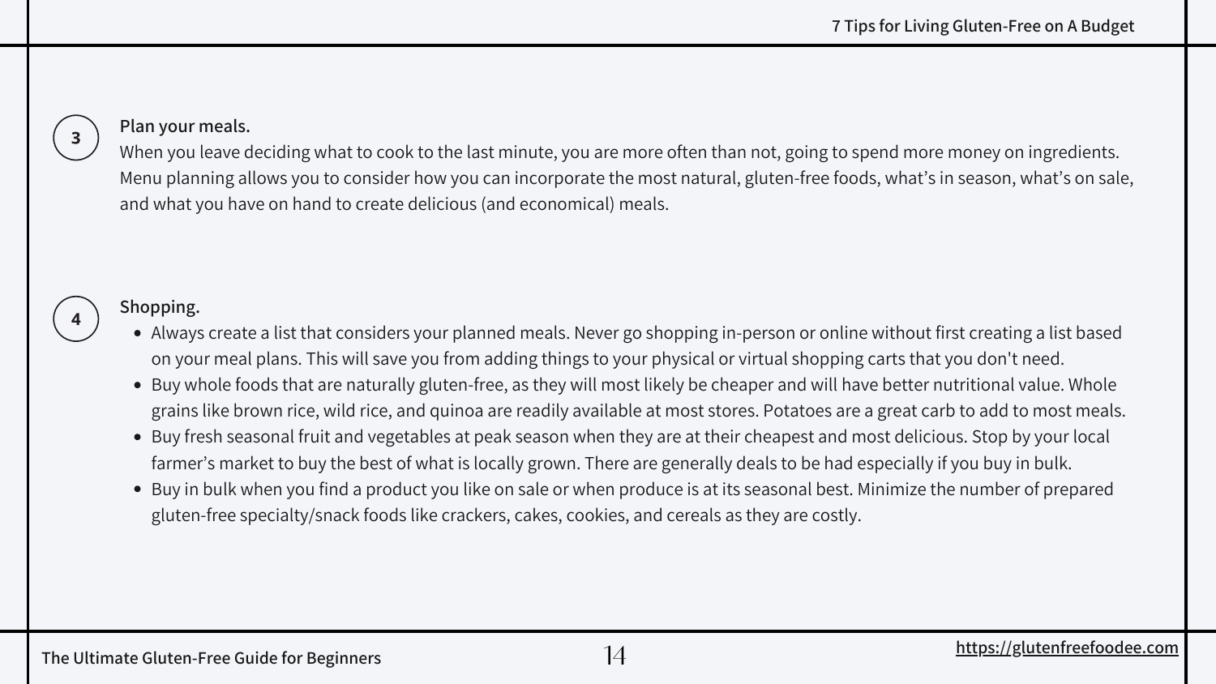**3** **Plan your meals.**

When you leave deciding what to cook to the last minute, you are more often than not, going to spend more money on ingredients. Menu planning allows you to consider how you can incorporate the most natural, gluten-free foods, what's in season, what's on sale, and what you have on hand to create delicious (and economical) meals.

**4** **Shopping.**

- Always create a list that considers your planned meals. Never go shopping in-person or online without first creating a list based on your meal plans. This will save you from adding things to your physical or virtual shopping carts that you don't need.
- Buy whole foods that are naturally gluten-free, as they will most likely be cheaper and will have better nutritional value. Whole grains like brown rice, wild rice, and quinoa are readily available at most stores. Potatoes are a great carb to add to most meals.
- Buy fresh seasonal fruit and vegetables at peak season when they are at their cheapest and most delicious. Stop by your local farmer's market to buy the best of what is locally grown. There are generally deals to be had especially if you buy in bulk.
- Buy in bulk when you find a product you like on sale or when produce is at its seasonal best. Minimize the number of prepared gluten-free specialty/snack foods like crackers, cakes, cookies, and cereals as they are costly.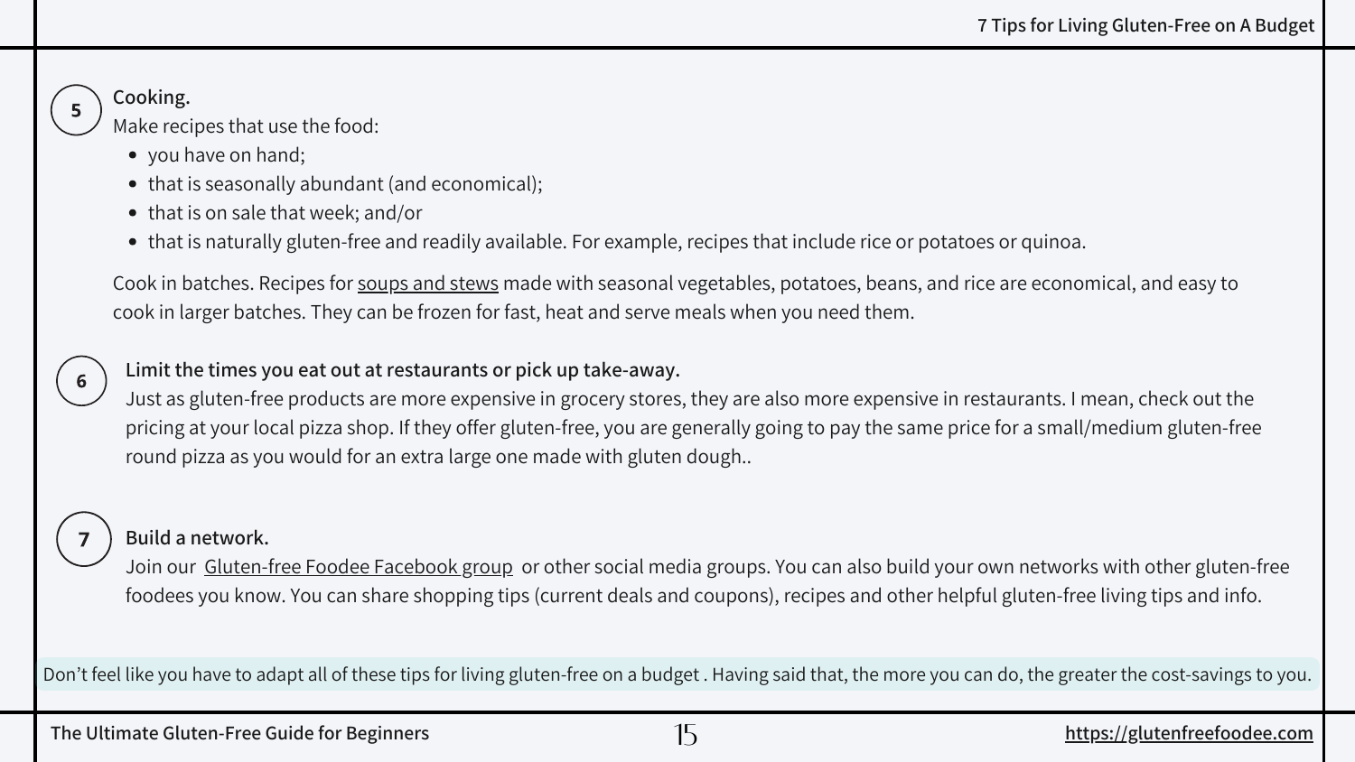5. **Cooking.**
Make recipes that use the food:
- you have on hand;
- that is seasonally abundant (and economical);
- that is on sale that week; and/or
- that is naturally gluten-free and readily available. For example, recipes that include rice or potatoes or quinoa.

Cook in batches. Recipes for soups and stews made with seasonal vegetables, potatoes, beans, and rice are economical, and easy to cook in larger batches. They can be frozen for fast, heat and serve meals when you need them.

6. **Limit the times you eat out at restaurants or pick up take-away.**
Just as gluten-free products are more expensive in grocery stores, they are also more expensive in restaurants. I mean, check out the pricing at your local pizza shop. If they offer gluten-free, you are generally going to pay the same price for a small/medium gluten-free round pizza as you would for an extra large one made with gluten dough..

7. **Build a network.**
Join our Gluten-free Foodee Facebook group or other social media groups. You can also build your own networks with other gluten-free foodees you know. You can share shopping tips (current deals and coupons), recipes and other helpful gluten-free living tips and info.

Don't feel like you have to adapt all of these tips for living gluten-free on a budget . Having said that, the more you can do, the greater the cost-savings to you.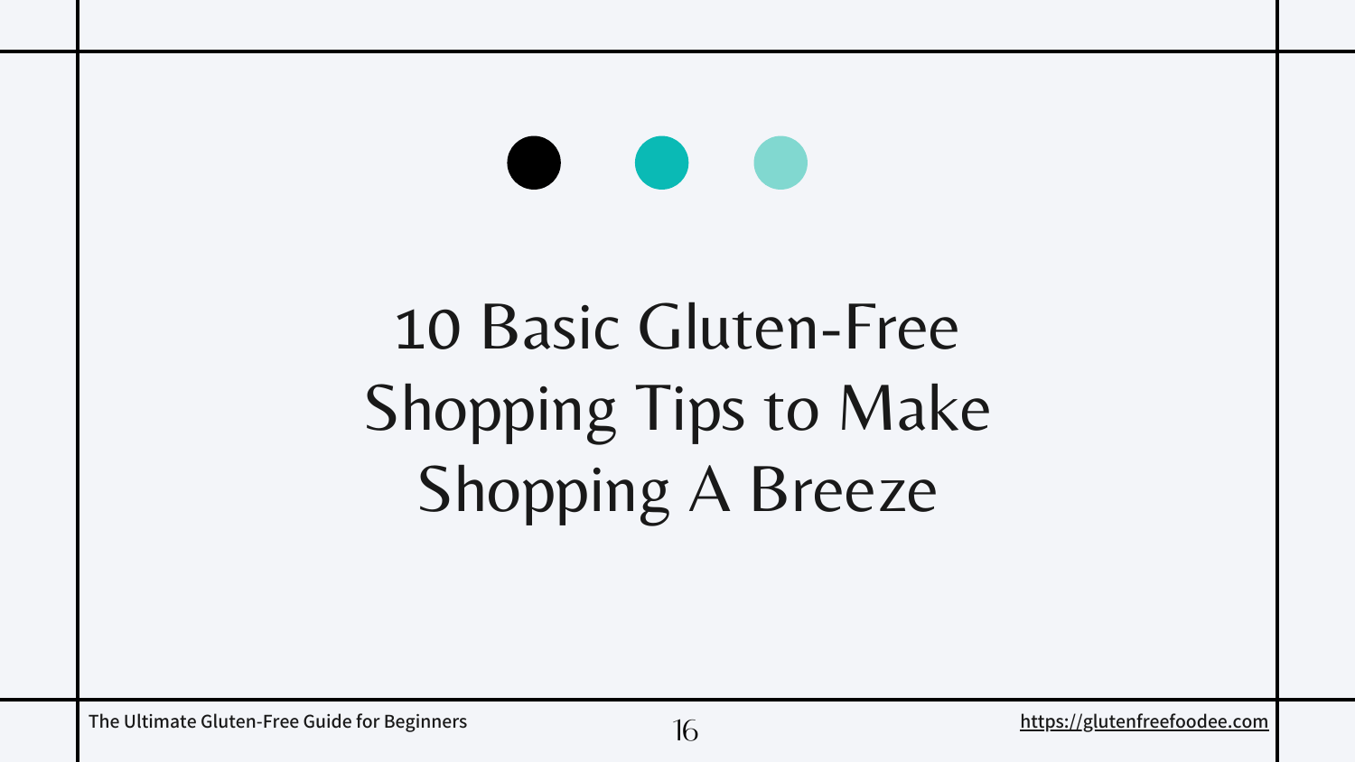# 10 Basic Gluten-Free Shopping Tips to Make Shopping A Breeze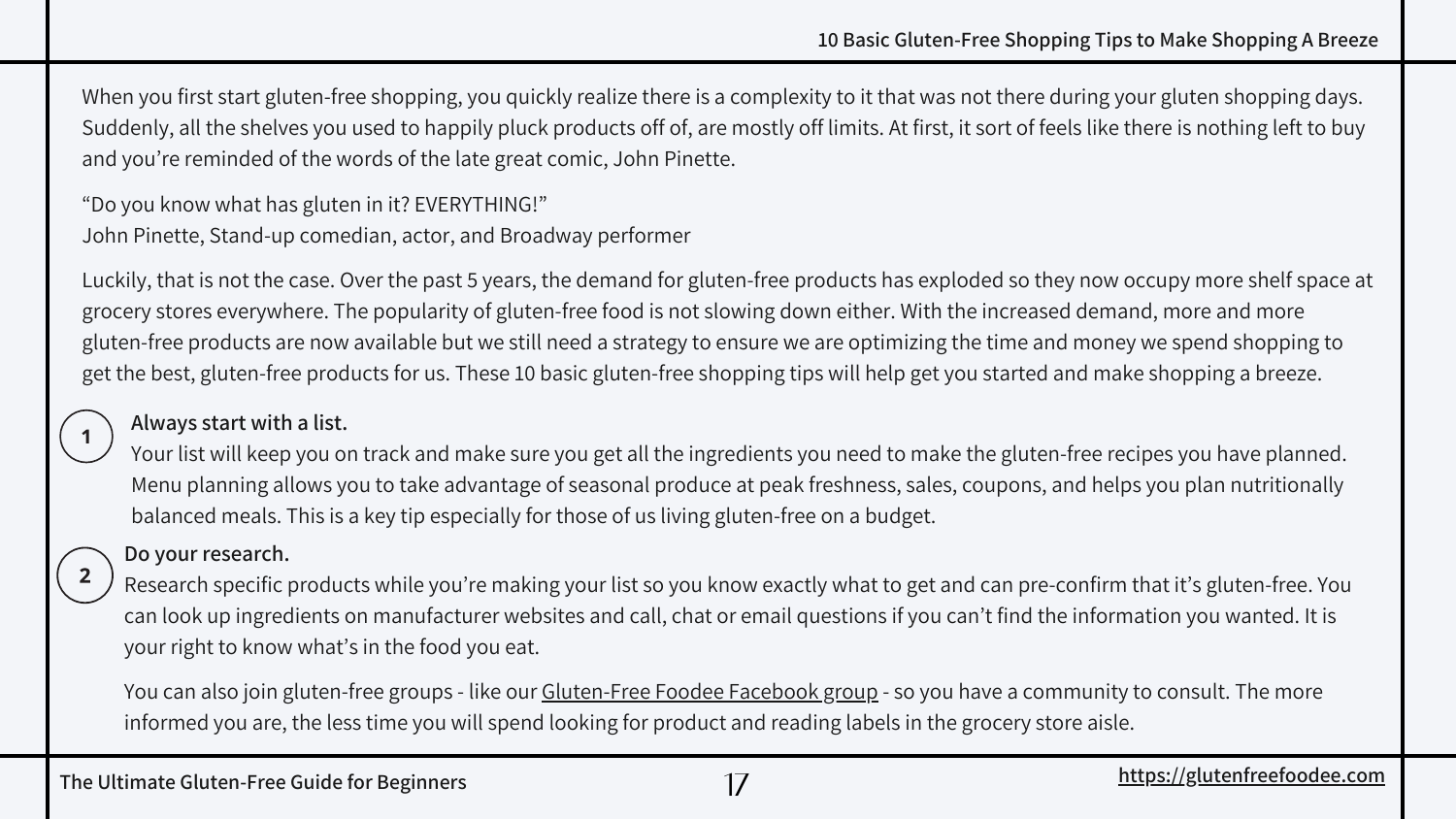When you first start gluten-free shopping, you quickly realize there is a complexity to it that was not there during your gluten shopping days. Suddenly, all the shelves you used to happily pluck products off of, are mostly off limits. At first, it sort of feels like there is nothing left to buy and you're reminded of the words of the late great comic, John Pinette.

"Do you know what has gluten in it? EVERYTHING!"
John Pinette, Stand-up comedian, actor, and Broadway performer

Luckily, that is not the case. Over the past 5 years, the demand for gluten-free products has exploded so they now occupy more shelf space at grocery stores everywhere. The popularity of gluten-free food is not slowing down either. With the increased demand, more and more gluten-free products are now available but we still need a strategy to ensure we are optimizing the time and money we spend shopping to get the best, gluten-free products for us. These 10 basic gluten-free shopping tips will help get you started and make shopping a breeze.

1. **Always start with a list.**
   Your list will keep you on track and make sure you get all the ingredients you need to make the gluten-free recipes you have planned. Menu planning allows you to take advantage of seasonal produce at peak freshness, sales, coupons, and helps you plan nutritionally balanced meals. This is a key tip especially for those of us living gluten-free on a budget.

2. **Do your research.**
   Research specific products while you're making your list so you know exactly what to get and can pre-confirm that it's gluten-free. You can look up ingredients on manufacturer websites and call, chat or email questions if you can't find the information you wanted. It is your right to know what's in the food you eat.

   You can also join gluten-free groups - like our Gluten-Free Foodee Facebook group - so you have a community to consult. The more informed you are, the less time you will spend looking for product and reading labels in the grocery store aisle.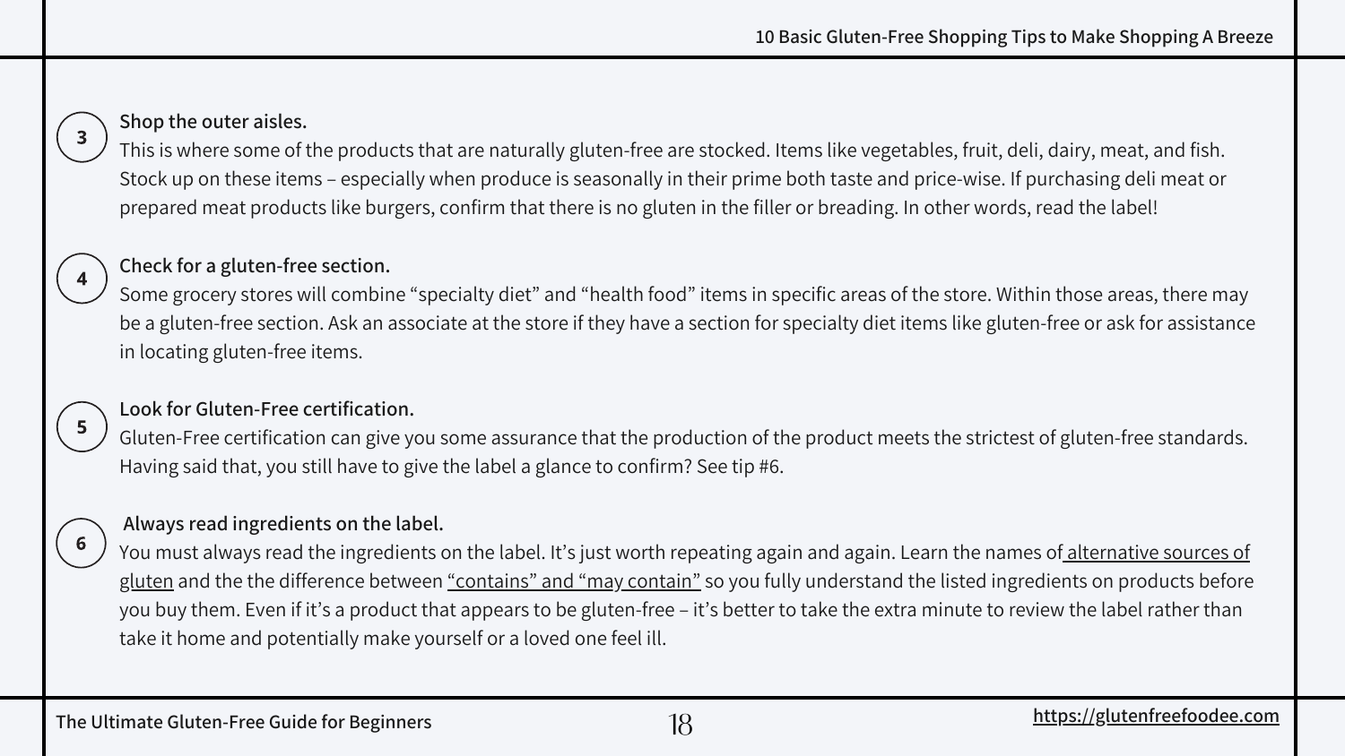3. **Shop the outer aisles.**
   This is where some of the products that are naturally gluten-free are stocked. Items like vegetables, fruit, deli, dairy, meat, and fish. Stock up on these items – especially when produce is seasonally in their prime both taste and price-wise. If purchasing deli meat or prepared meat products like burgers, confirm that there is no gluten in the filler or breading. In other words, read the label!

4. **Check for a gluten-free section.**
   Some grocery stores will combine "specialty diet" and "health food" items in specific areas of the store. Within those areas, there may be a gluten-free section. Ask an associate at the store if they have a section for specialty diet items like gluten-free or ask for assistance in locating gluten-free items.

5. **Look for Gluten-Free certification.**
   Gluten-Free certification can give you some assurance that the production of the product meets the strictest of gluten-free standards. Having said that, you still have to give the label a glance to confirm? See tip #6.

6. **Always read ingredients on the label.**
   You must always read the ingredients on the label. It's just worth repeating again and again. Learn the names of alternative sources of gluten and the the difference between "contains" and "may contain" so you fully understand the listed ingredients on products before you buy them. Even if it's a product that appears to be gluten-free – it's better to take the extra minute to review the label rather than take it home and potentially make yourself or a loved one feel ill.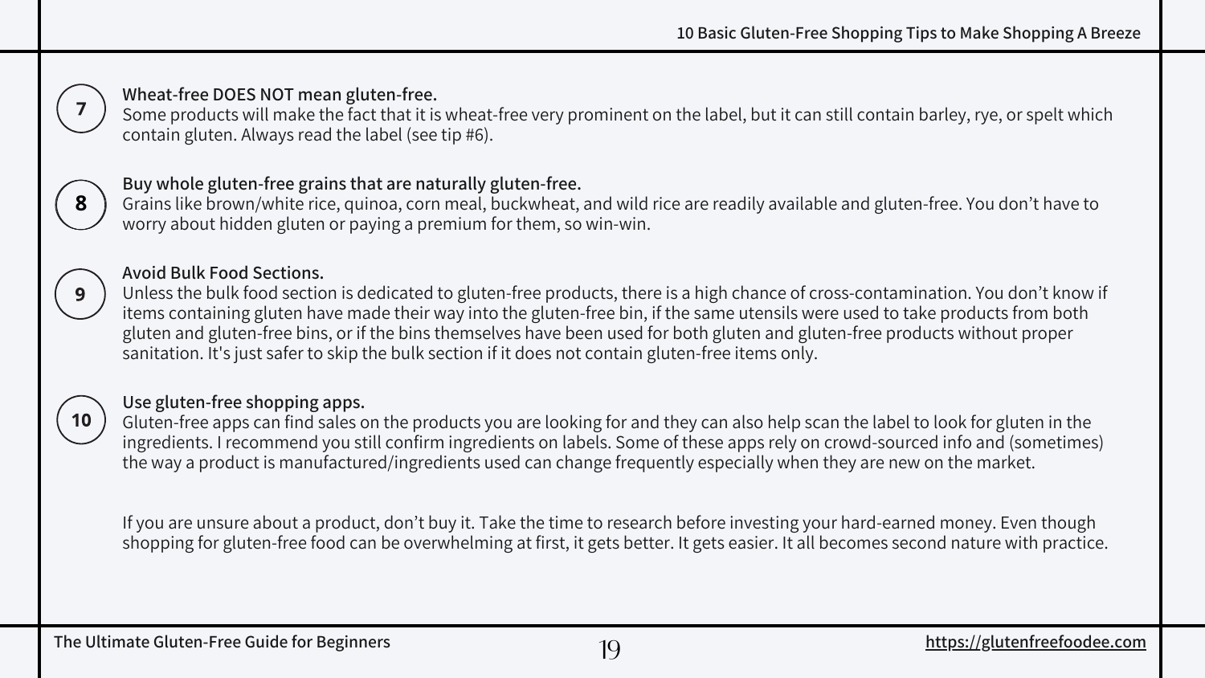7. **Wheat-free DOES NOT mean gluten-free.**
Some products will make the fact that it is wheat-free very prominent on the label, but it can still contain barley, rye, or spelt which contain gluten. Always read the label (see tip #6).

8. **Buy whole gluten-free grains that are naturally gluten-free.**
Grains like brown/white rice, quinoa, corn meal, buckwheat, and wild rice are readily available and gluten-free. You don't have to worry about hidden gluten or paying a premium for them, so win-win.

9. **Avoid Bulk Food Sections.**
Unless the bulk food section is dedicated to gluten-free products, there is a high chance of cross-contamination. You don't know if items containing gluten have made their way into the gluten-free bin, if the same utensils were used to take products from both gluten and gluten-free bins, or if the bins themselves have been used for both gluten and gluten-free products without proper sanitation. It's just safer to skip the bulk section if it does not contain gluten-free items only.

10. **Use gluten-free shopping apps.**
Gluten-free apps can find sales on the products you are looking for and they can also help scan the label to look for gluten in the ingredients. I recommend you still confirm ingredients on labels. Some of these apps rely on crowd-sourced info and (sometimes) the way a product is manufactured/ingredients used can change frequently especially when they are new on the market.

If you are unsure about a product, don't buy it. Take the time to research before investing your hard-earned money. Even though shopping for gluten-free food can be overwhelming at first, it gets better. It gets easier. It all becomes second nature with practice.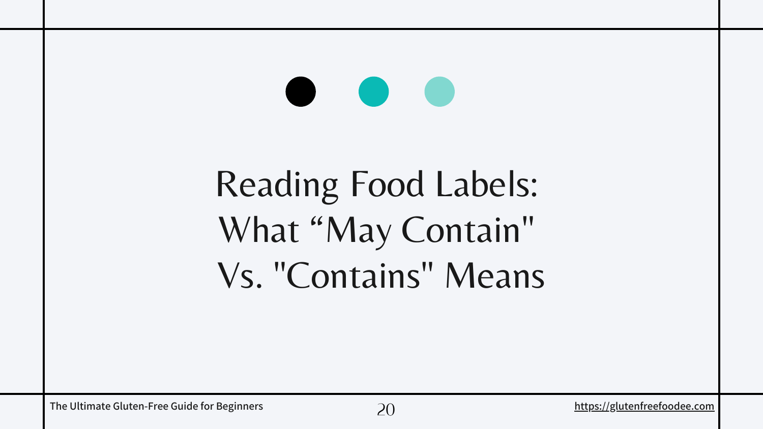# Reading Food Labels: What “May Contain" Vs. "Contains" Means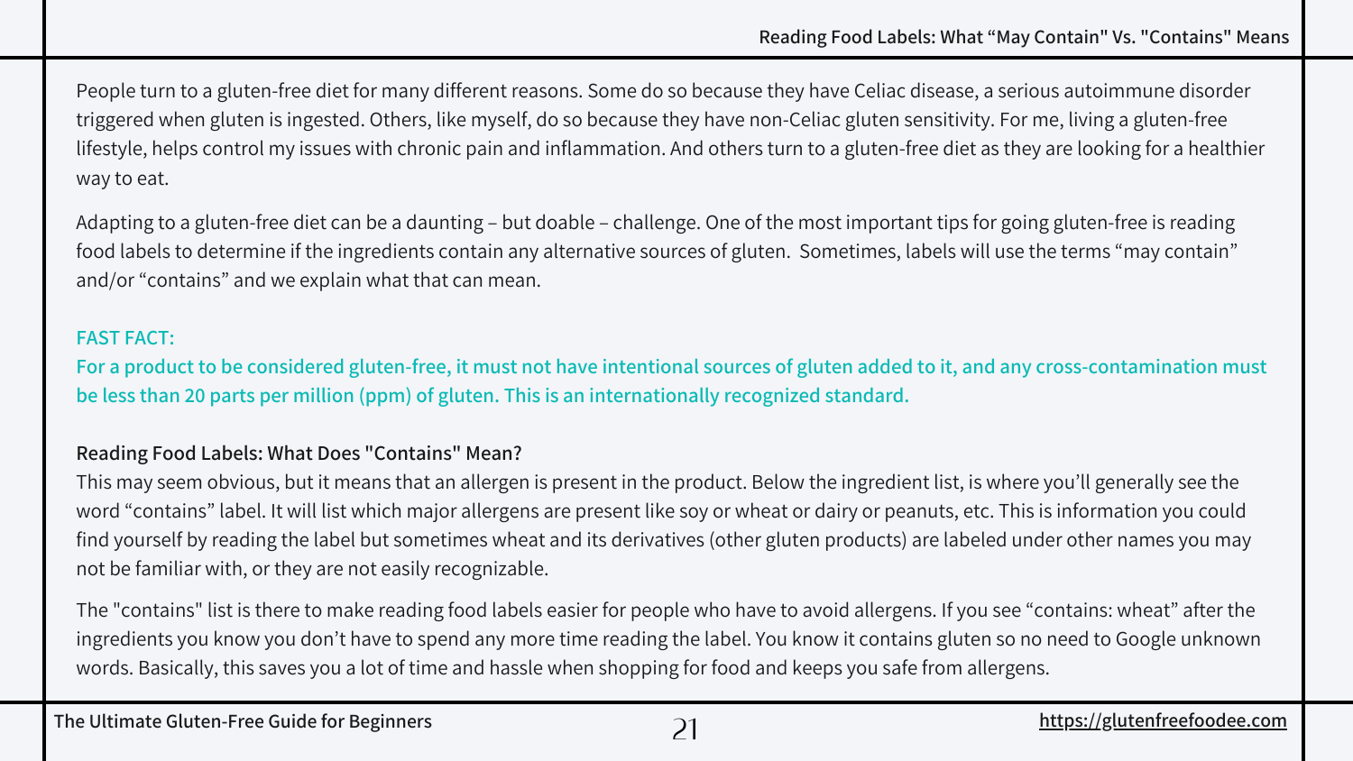People turn to a gluten-free diet for many different reasons. Some do so because they have Celiac disease, a serious autoimmune disorder triggered when gluten is ingested. Others, like myself, do so because they have non-Celiac gluten sensitivity. For me, living a gluten-free lifestyle, helps control my issues with chronic pain and inflammation. And others turn to a gluten-free diet as they are looking for a healthier way to eat.

Adapting to a gluten-free diet can be a daunting – but doable – challenge. One of the most important tips for going gluten-free is reading food labels to determine if the ingredients contain any alternative sources of gluten. Sometimes, labels will use the terms "may contain" and/or "contains" and we explain what that can mean.

**FAST FACT:**
**For a product to be considered gluten-free, it must not have intentional sources of gluten added to it, and any cross-contamination must be less than 20 parts per million (ppm) of gluten. This is an internationally recognized standard.**

### Reading Food Labels: What Does "Contains" Mean?

This may seem obvious, but it means that an allergen is present in the product. Below the ingredient list, is where you'll generally see the word "contains" label. It will list which major allergens are present like soy or wheat or dairy or peanuts, etc. This is information you could find yourself by reading the label but sometimes wheat and its derivatives (other gluten products) are labeled under other names you may not be familiar with, or they are not easily recognizable.

The "contains" list is there to make reading food labels easier for people who have to avoid allergens. If you see "contains: wheat" after the ingredients you know you don't have to spend any more time reading the label. You know it contains gluten so no need to Google unknown words. Basically, this saves you a lot of time and hassle when shopping for food and keeps you safe from allergens.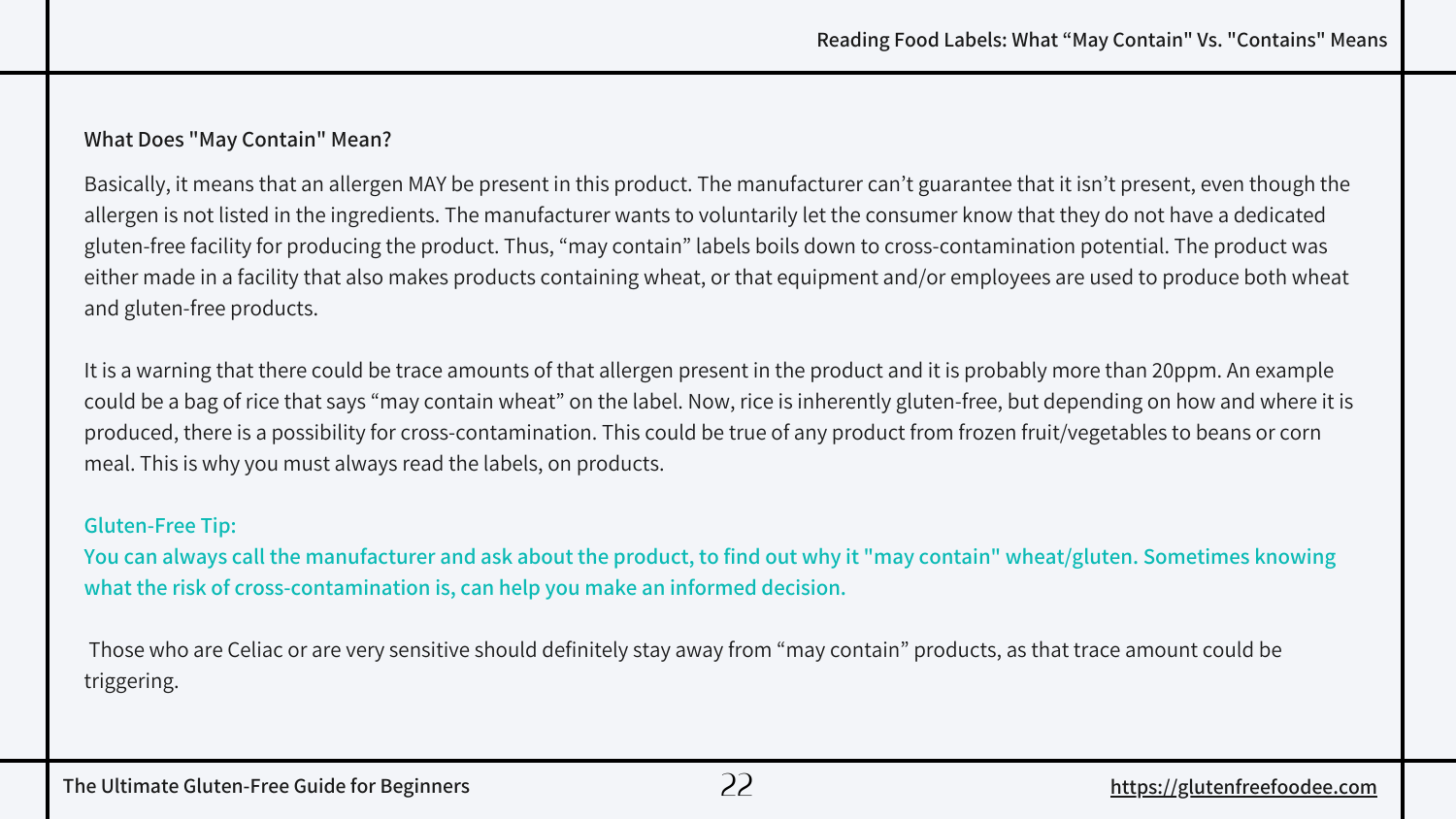### What Does "May Contain" Mean?

Basically, it means that an allergen MAY be present in this product. The manufacturer can't guarantee that it isn't present, even though the allergen is not listed in the ingredients. The manufacturer wants to voluntarily let the consumer know that they do not have a dedicated gluten-free facility for producing the product. Thus, "may contain" labels boils down to cross-contamination potential. The product was either made in a facility that also makes products containing wheat, or that equipment and/or employees are used to produce both wheat and gluten-free products.

It is a warning that there could be trace amounts of that allergen present in the product and it is probably more than 20ppm. An example could be a bag of rice that says "may contain wheat" on the label. Now, rice is inherently gluten-free, but depending on how and where it is produced, there is a possibility for cross-contamination. This could be true of any product from frozen fruit/vegetables to beans or corn meal. This is why you must always read the labels, on products.

**Gluten-Free Tip:**
**You can always call the manufacturer and ask about the product, to find out why it "may contain" wheat/gluten. Sometimes knowing what the risk of cross-contamination is, can help you make an informed decision.**

Those who are Celiac or are very sensitive should definitely stay away from "may contain" products, as that trace amount could be triggering.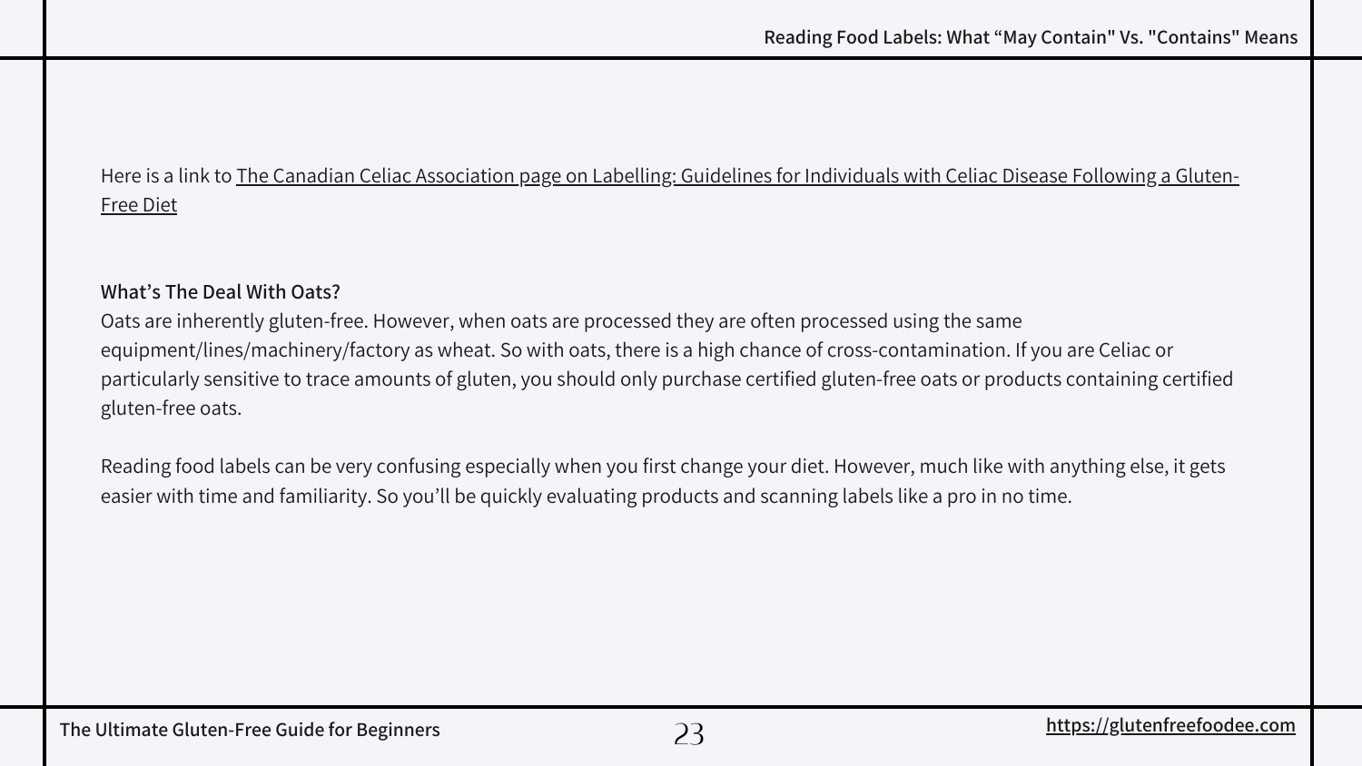Here is a link to The Canadian Celiac Association page on Labelling: Guidelines for Individuals with Celiac Disease Following a Gluten-Free Diet

**What's The Deal With Oats?**

Oats are inherently gluten-free. However, when oats are processed they are often processed using the same equipment/lines/machinery/factory as wheat. So with oats, there is a high chance of cross-contamination. If you are Celiac or particularly sensitive to trace amounts of gluten, you should only purchase certified gluten-free oats or products containing certified gluten-free oats.

Reading food labels can be very confusing especially when you first change your diet. However, much like with anything else, it gets easier with time and familiarity. So you'll be quickly evaluating products and scanning labels like a pro in no time.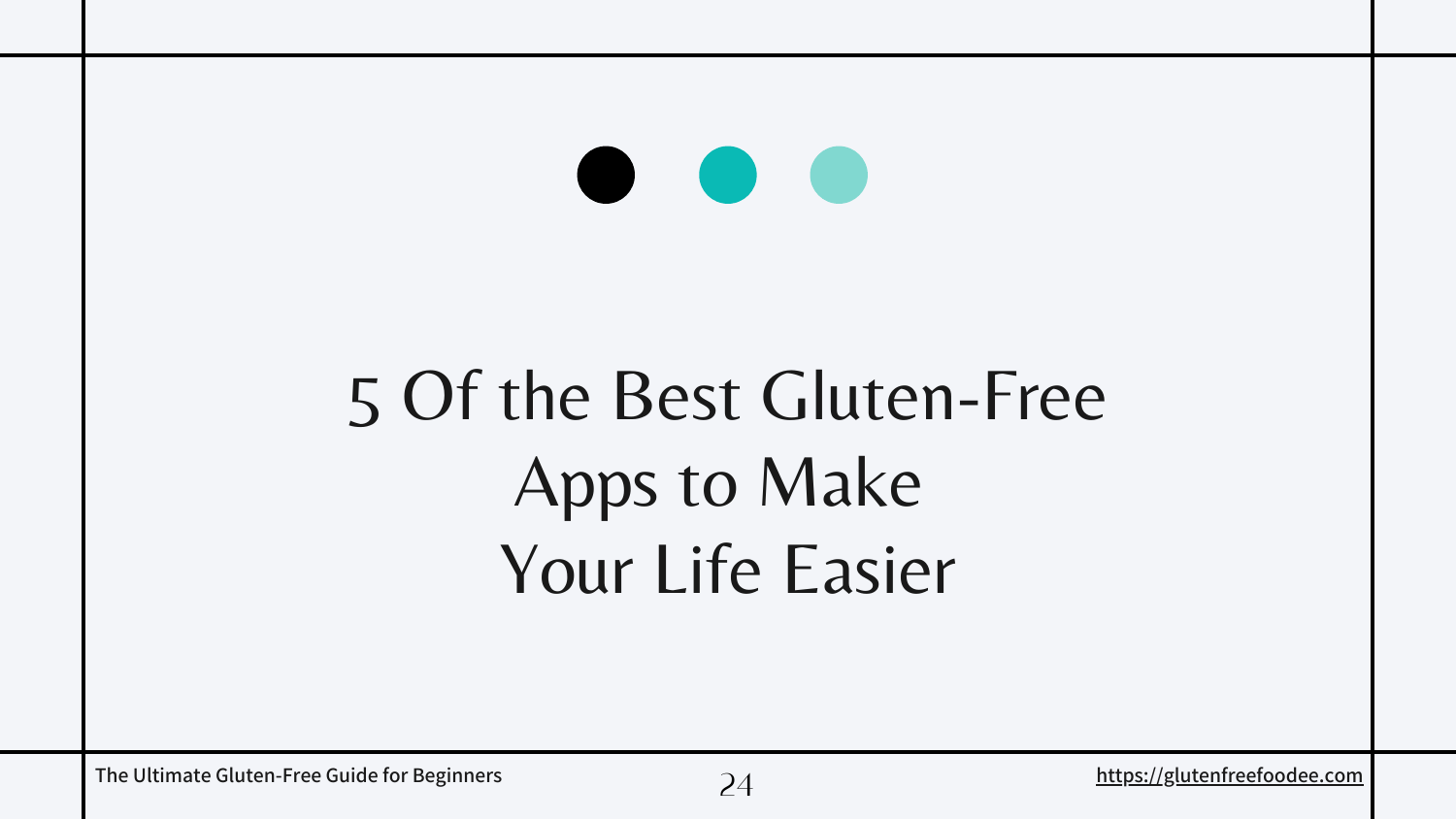# 5 Of the Best Gluten-Free Apps to Make Your Life Easier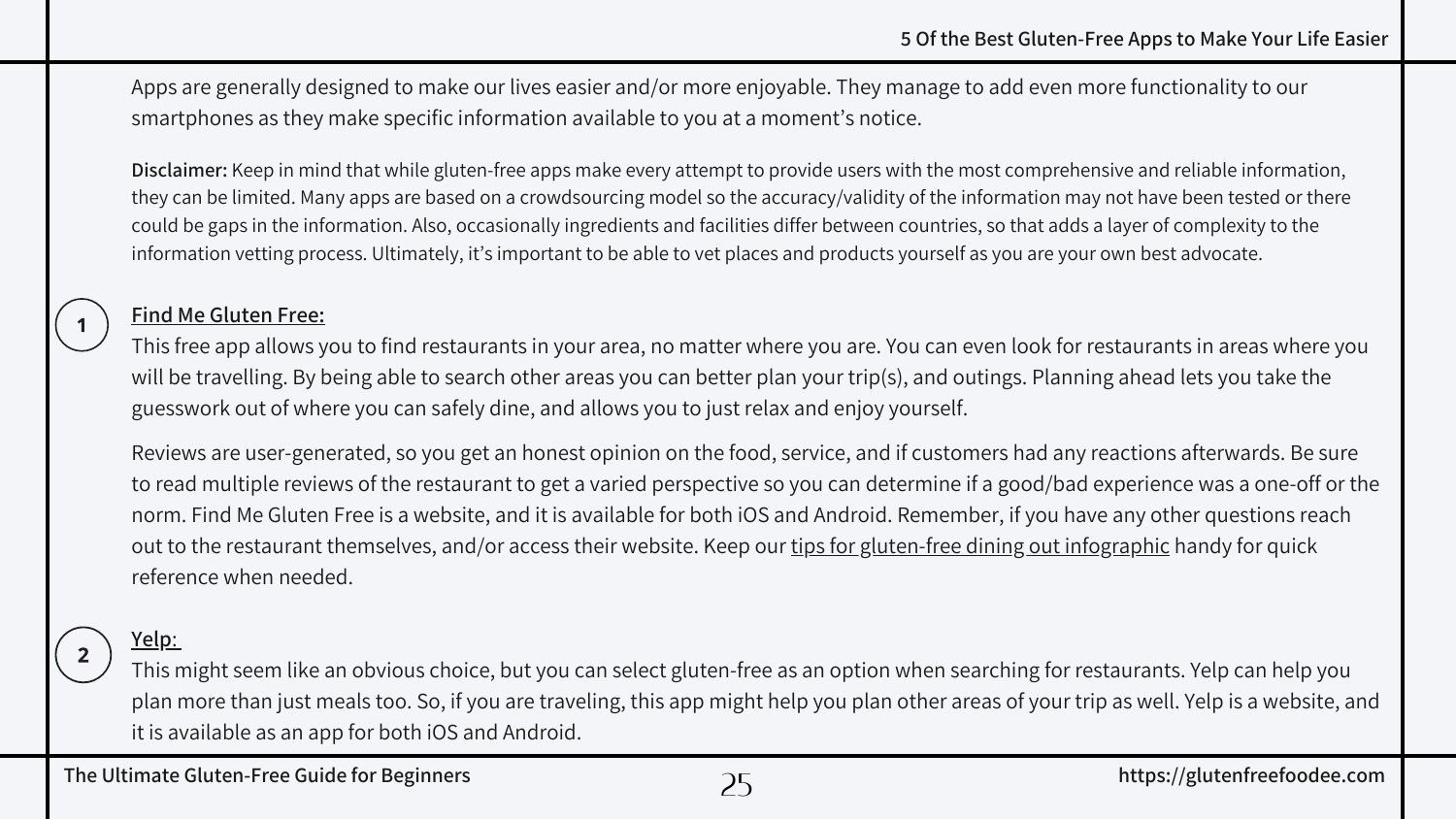Apps are generally designed to make our lives easier and/or more enjoyable. They manage to add even more functionality to our smartphones as they make specific information available to you at a moment's notice.

**Disclaimer:** Keep in mind that while gluten-free apps make every attempt to provide users with the most comprehensive and reliable information, they can be limited. Many apps are based on a crowdsourcing model so the accuracy/validity of the information may not have been tested or there could be gaps in the information. Also, occasionally ingredients and facilities differ between countries, so that adds a layer of complexity to the information vetting process. Ultimately, it's important to be able to vet places and products yourself as you are your own best advocate.

1. **Find Me Gluten Free:**

This free app allows you to find restaurants in your area, no matter where you are. You can even look for restaurants in areas where you will be travelling. By being able to search other areas you can better plan your trip(s), and outings. Planning ahead lets you take the guesswork out of where you can safely dine, and allows you to just relax and enjoy yourself.

Reviews are user-generated, so you get an honest opinion on the food, service, and if customers had any reactions afterwards. Be sure to read multiple reviews of the restaurant to get a varied perspective so you can determine if a good/bad experience was a one-off or the norm. Find Me Gluten Free is a website, and it is available for both iOS and Android. Remember, if you have any other questions reach out to the restaurant themselves, and/or access their website. Keep our tips for gluten-free dining out infographic handy for quick reference when needed.

2. **Yelp:**

This might seem like an obvious choice, but you can select gluten-free as an option when searching for restaurants. Yelp can help you plan more than just meals too. So, if you are traveling, this app might help you plan other areas of your trip as well. Yelp is a website, and it is available as an app for both iOS and Android.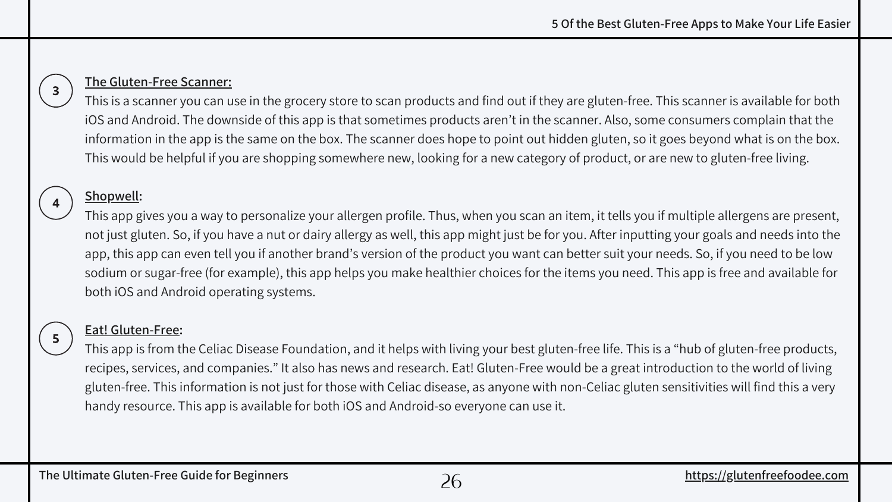3. **The Gluten-Free Scanner:**
This is a scanner you can use in the grocery store to scan products and find out if they are gluten-free. This scanner is available for both iOS and Android. The downside of this app is that sometimes products aren't in the scanner. Also, some consumers complain that the information in the app is the same on the box. The scanner does hope to point out hidden gluten, so it goes beyond what is on the box. This would be helpful if you are shopping somewhere new, looking for a new category of product, or are new to gluten-free living.

4. **Shopwell:**
This app gives you a way to personalize your allergen profile. Thus, when you scan an item, it tells you if multiple allergens are present, not just gluten. So, if you have a nut or dairy allergy as well, this app might just be for you. After inputting your goals and needs into the app, this app can even tell you if another brand's version of the product you want can better suit your needs. So, if you need to be low sodium or sugar-free (for example), this app helps you make healthier choices for the items you need. This app is free and available for both iOS and Android operating systems.

5. **Eat! Gluten-Free:**
This app is from the Celiac Disease Foundation, and it helps with living your best gluten-free life. This is a "hub of gluten-free products, recipes, services, and companies." It also has news and research. Eat! Gluten-Free would be a great introduction to the world of living gluten-free. This information is not just for those with Celiac disease, as anyone with non-Celiac gluten sensitivities will find this a very handy resource. This app is available for both iOS and Android-so everyone can use it.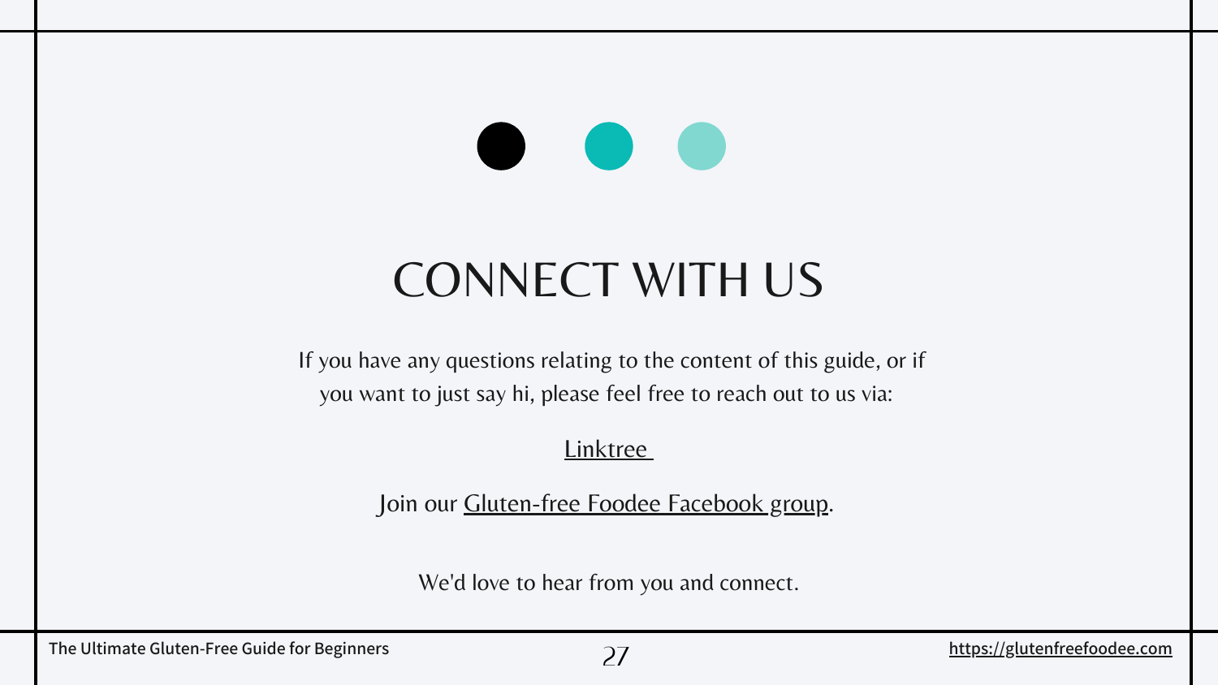# CONNECT WITH US

If you have any questions relating to the content of this guide, or if you want to just say hi, please feel free to reach out to us via:

Linktree

Join our Gluten-free Foodee Facebook group.

We'd love to hear from you and connect.